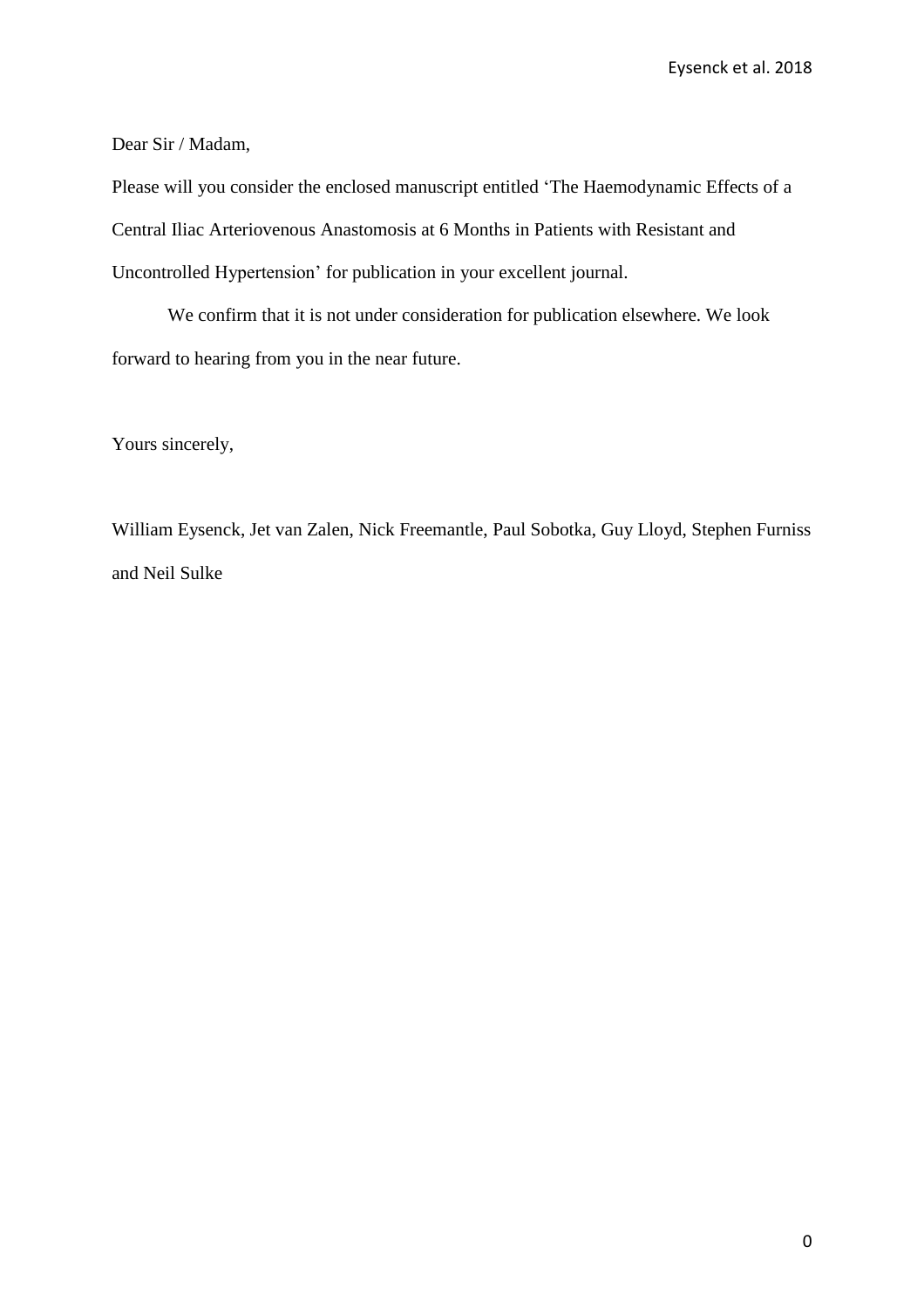Dear Sir / Madam,

Please will you consider the enclosed manuscript entitled 'The Haemodynamic Effects of a Central Iliac Arteriovenous Anastomosis at 6 Months in Patients with Resistant and Uncontrolled Hypertension' for publication in your excellent journal.

We confirm that it is not under consideration for publication elsewhere. We look forward to hearing from you in the near future.

Yours sincerely,

William Eysenck, Jet van Zalen, Nick Freemantle, Paul Sobotka, Guy Lloyd, Stephen Furniss and Neil Sulke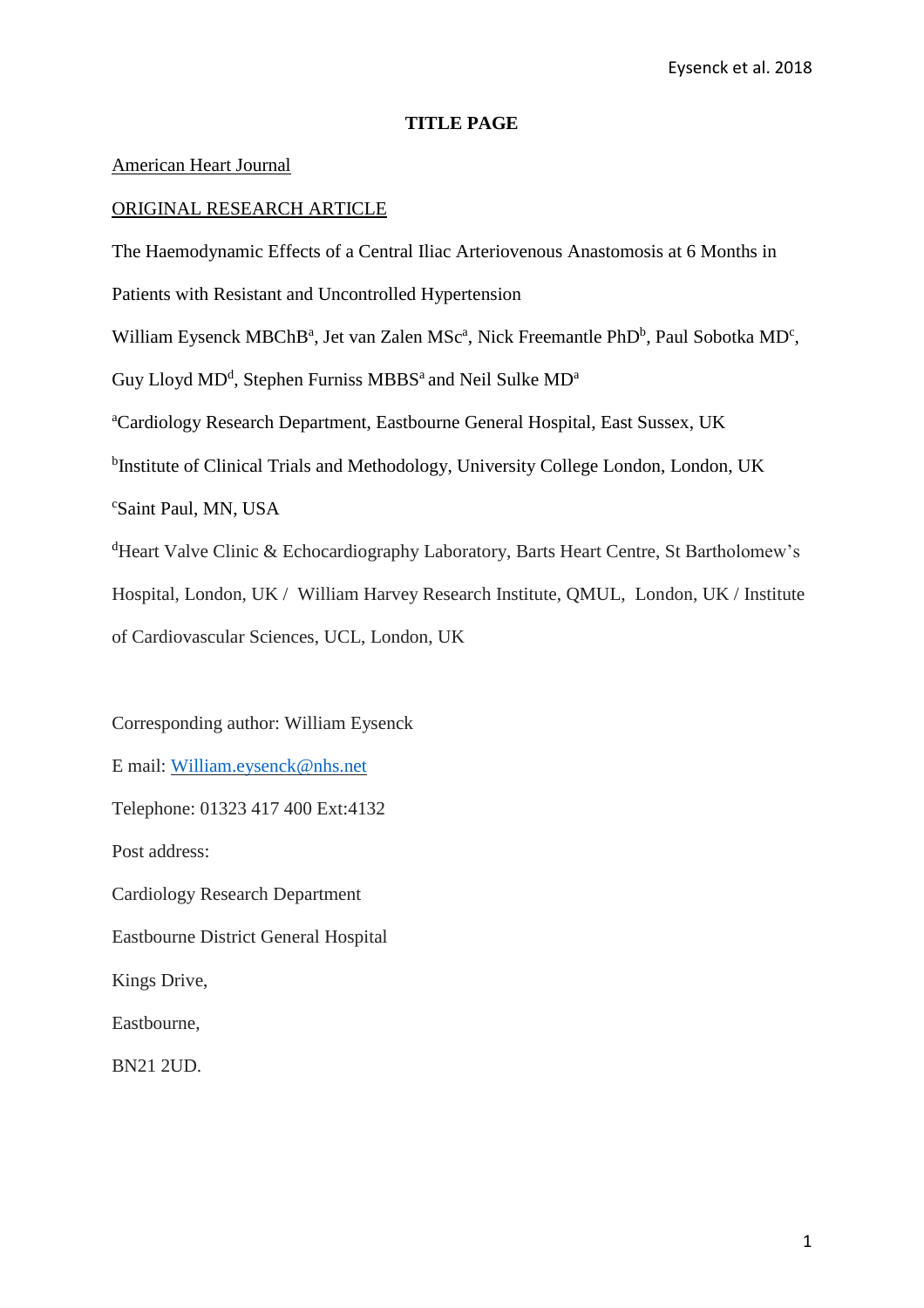**TITLE PAGE**

American Heart Journal

ORIGINAL RESEARCH ARTICLE

The Haemodynamic Effects of a Central Iliac Arteriovenous Anastomosis at 6 Months in Patients with Resistant and Uncontrolled Hypertension

William Eysenck MBChB[a], Jet van Zalen MSc[a], Nick Freemantle PhD[b], Paul Sobotka MD[c], Guy Lloyd MD[d], Stephen Furniss MBBS[a] and Neil Sulke MD[a]

[a]Cardiology Research Department, Eastbourne General Hospital, East Sussex, UK

[b]Institute of Clinical Trials and Methodology, University College London, London, UK

[c]Saint Paul, MN, USA

[d]Heart Valve Clinic & Echocardiography Laboratory, Barts Heart Centre, St Bartholomew's Hospital, London, UK / William Harvey Research Institute, QMUL, London, UK / Institute of Cardiovascular Sciences, UCL, London, UK

Corresponding author: William Eysenck

E mail: William.eysenck@nhs.net

Telephone: 01323 417 400 Ext:4132

Post address:

Cardiology Research Department

Eastbourne District General Hospital

Kings Drive,

Eastbourne,

BN21 2UD.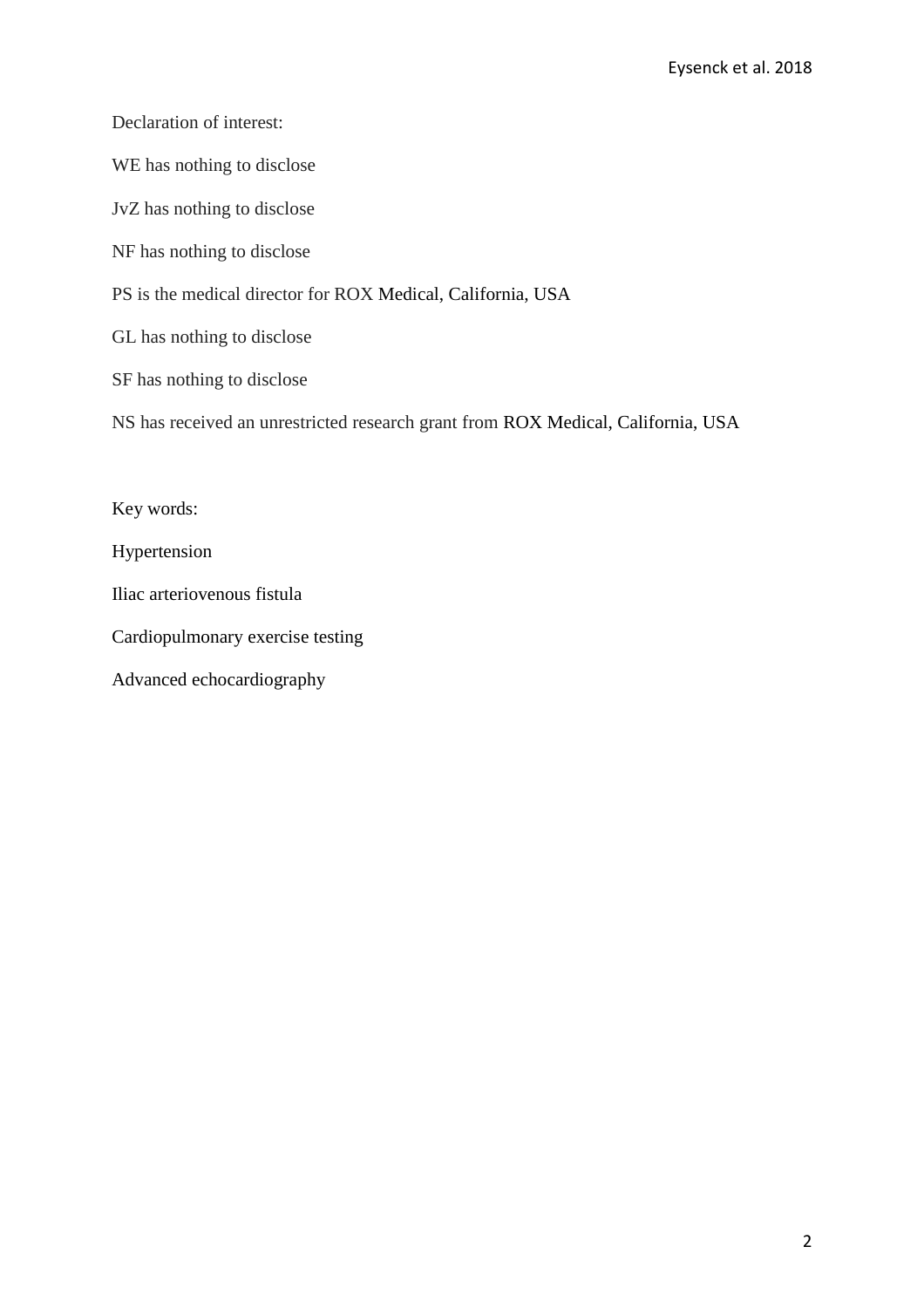Declaration of interest:

WE has nothing to disclose

JvZ has nothing to disclose

NF has nothing to disclose

PS is the medical director for ROX Medical, California, USA

GL has nothing to disclose

SF has nothing to disclose

NS has received an unrestricted research grant from ROX Medical, California, USA

Key words:

Hypertension

Iliac arteriovenous fistula

Cardiopulmonary exercise testing

Advanced echocardiography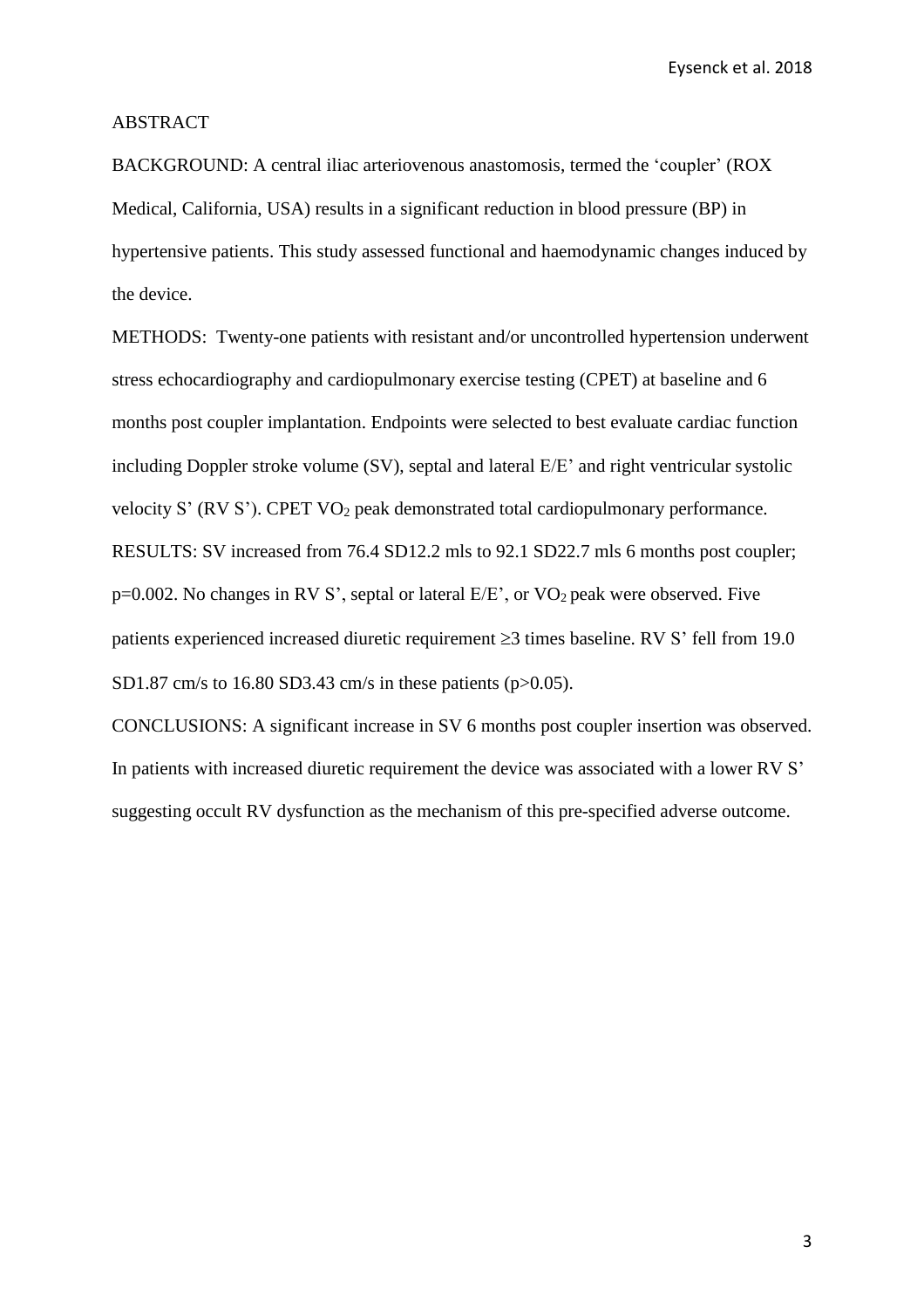## ABSTRACT

BACKGROUND: A central iliac arteriovenous anastomosis, termed the 'coupler' (ROX Medical, California, USA) results in a significant reduction in blood pressure (BP) in hypertensive patients. This study assessed functional and haemodynamic changes induced by the device.

METHODS: Twenty-one patients with resistant and/or uncontrolled hypertension underwent stress echocardiography and cardiopulmonary exercise testing (CPET) at baseline and 6 months post coupler implantation. Endpoints were selected to best evaluate cardiac function including Doppler stroke volume (SV), septal and lateral E/E' and right ventricular systolic velocity S' (RV S'). CPET $VO_2$ peak demonstrated total cardiopulmonary performance.

RESULTS: SV increased from 76.4 SD12.2 mls to 92.1 SD22.7 mls 6 months post coupler; $p=0.002$. No changes in RV S', septal or lateral E/E', or $VO_2$ peak were observed. Five patients experienced increased diuretic requirement ≥3 times baseline. RV S' fell from 19.0 SD1.87 cm/s to 16.80 SD3.43 cm/s in these patients ($p>0.05$).

CONCLUSIONS: A significant increase in SV 6 months post coupler insertion was observed. In patients with increased diuretic requirement the device was associated with a lower RV S' suggesting occult RV dysfunction as the mechanism of this pre-specified adverse outcome.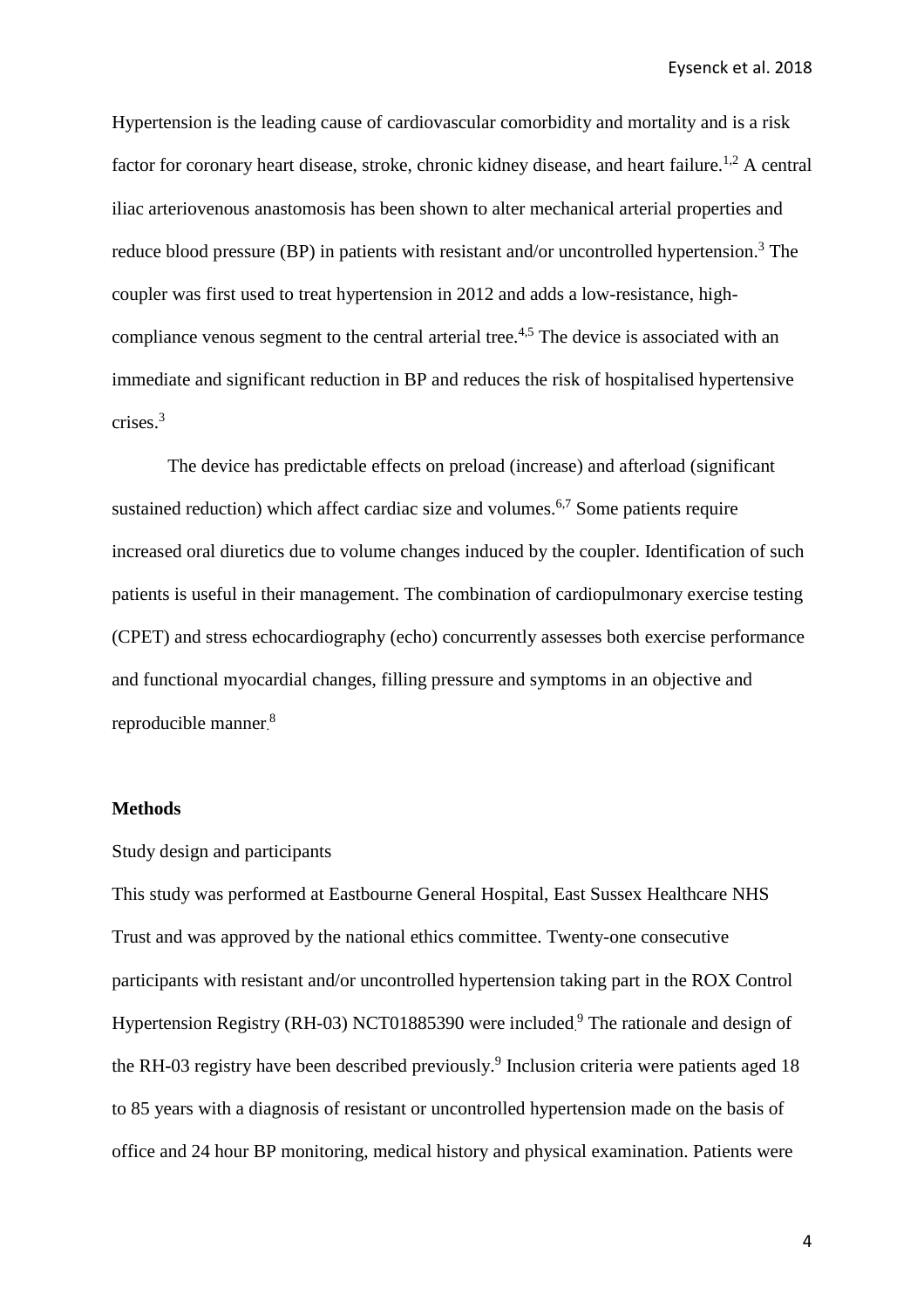Hypertension is the leading cause of cardiovascular comorbidity and mortality and is a risk factor for coronary heart disease, stroke, chronic kidney disease, and heart failure.[1,2] A central iliac arteriovenous anastomosis has been shown to alter mechanical arterial properties and reduce blood pressure (BP) in patients with resistant and/or uncontrolled hypertension.[3] The coupler was first used to treat hypertension in 2012 and adds a low-resistance, high-compliance venous segment to the central arterial tree.[4,5] The device is associated with an immediate and significant reduction in BP and reduces the risk of hospitalised hypertensive crises.[3]

The device has predictable effects on preload (increase) and afterload (significant sustained reduction) which affect cardiac size and volumes.[6,7] Some patients require increased oral diuretics due to volume changes induced by the coupler. Identification of such patients is useful in their management. The combination of cardiopulmonary exercise testing (CPET) and stress echocardiography (echo) concurrently assesses both exercise performance and functional myocardial changes, filling pressure and symptoms in an objective and reproducible manner.[8]

## Methods

Study design and participants

This study was performed at Eastbourne General Hospital, East Sussex Healthcare NHS Trust and was approved by the national ethics committee. Twenty-one consecutive participants with resistant and/or uncontrolled hypertension taking part in the ROX Control Hypertension Registry (RH-03) NCT01885390 were included.[9] The rationale and design of the RH-03 registry have been described previously.[9] Inclusion criteria were patients aged 18 to 85 years with a diagnosis of resistant or uncontrolled hypertension made on the basis of office and 24 hour BP monitoring, medical history and physical examination. Patients were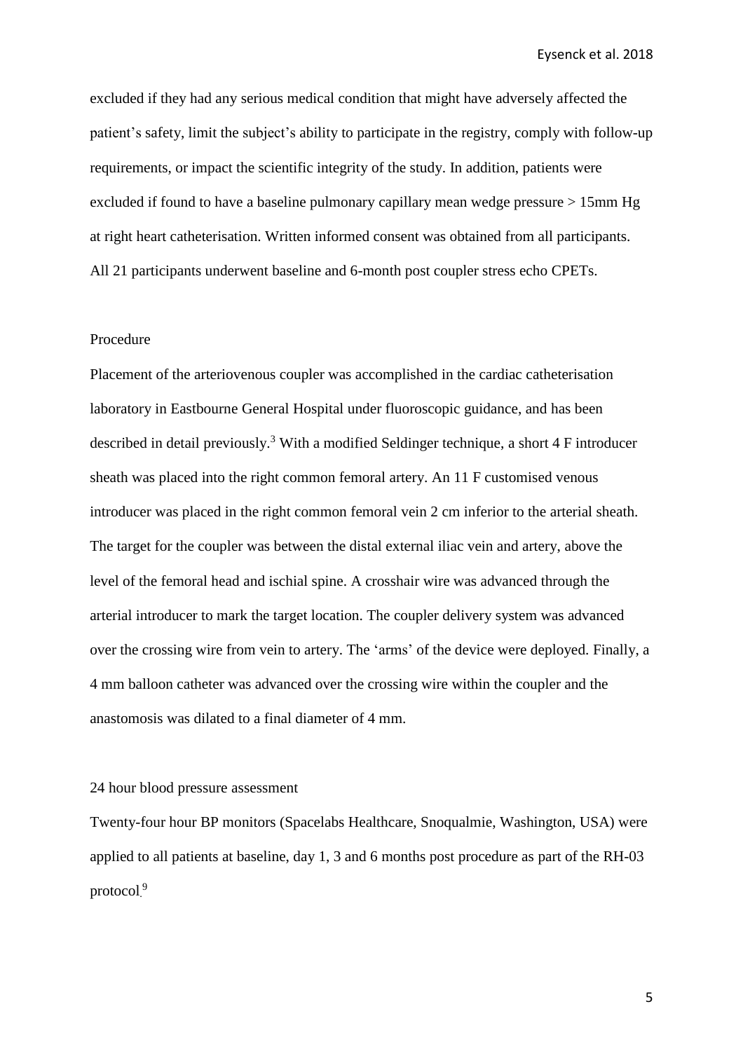excluded if they had any serious medical condition that might have adversely affected the patient's safety, limit the subject's ability to participate in the registry, comply with follow-up requirements, or impact the scientific integrity of the study. In addition, patients were excluded if found to have a baseline pulmonary capillary mean wedge pressure > 15mm Hg at right heart catheterisation. Written informed consent was obtained from all participants. All 21 participants underwent baseline and 6-month post coupler stress echo CPETs.

## Procedure

Placement of the arteriovenous coupler was accomplished in the cardiac catheterisation laboratory in Eastbourne General Hospital under fluoroscopic guidance, and has been described in detail previously.[3] With a modified Seldinger technique, a short 4 F introducer sheath was placed into the right common femoral artery. An 11 F customised venous introducer was placed in the right common femoral vein 2 cm inferior to the arterial sheath. The target for the coupler was between the distal external iliac vein and artery, above the level of the femoral head and ischial spine. A crosshair wire was advanced through the arterial introducer to mark the target location. The coupler delivery system was advanced over the crossing wire from vein to artery. The 'arms' of the device were deployed. Finally, a 4 mm balloon catheter was advanced over the crossing wire within the coupler and the anastomosis was dilated to a final diameter of 4 mm.

## 24 hour blood pressure assessment

Twenty-four hour BP monitors (Spacelabs Healthcare, Snoqualmie, Washington, USA) were applied to all patients at baseline, day 1, 3 and 6 months post procedure as part of the RH-03 protocol.[9]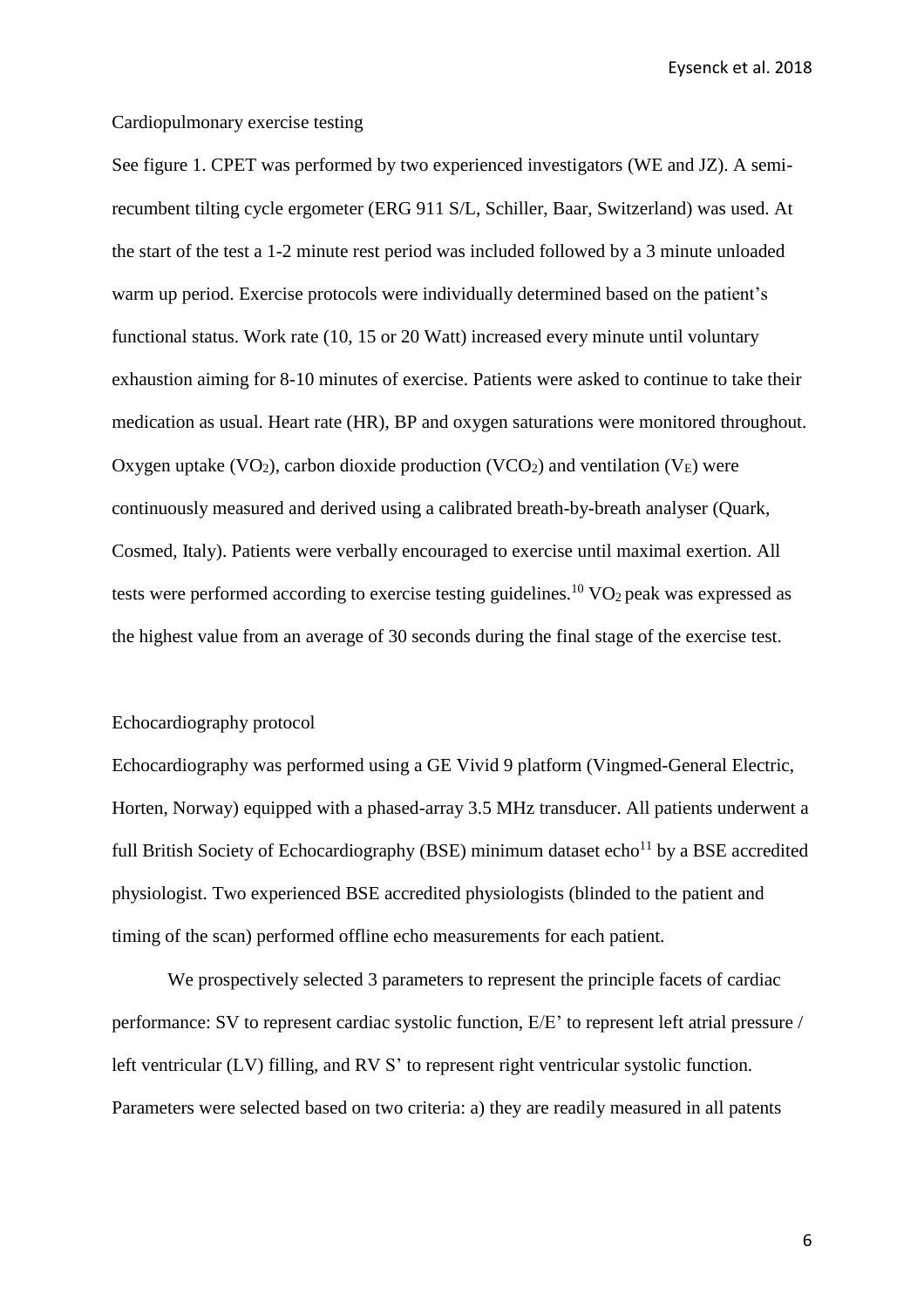## Cardiopulmonary exercise testing

See figure 1. CPET was performed by two experienced investigators (WE and JZ). A semi-recumbent tilting cycle ergometer (ERG 911 S/L, Schiller, Baar, Switzerland) was used. At the start of the test a 1-2 minute rest period was included followed by a 3 minute unloaded warm up period. Exercise protocols were individually determined based on the patient's functional status. Work rate (10, 15 or 20 Watt) increased every minute until voluntary exhaustion aiming for 8-10 minutes of exercise. Patients were asked to continue to take their medication as usual. Heart rate (HR), BP and oxygen saturations were monitored throughout. Oxygen uptake ($VO_2$), carbon dioxide production ($VCO_2$) and ventilation ($V_E$) were continuously measured and derived using a calibrated breath-by-breath analyser (Quark, Cosmed, Italy). Patients were verbally encouraged to exercise until maximal exertion. All tests were performed according to exercise testing guidelines.[10] $VO_2$ peak was expressed as the highest value from an average of 30 seconds during the final stage of the exercise test.

## Echocardiography protocol

Echocardiography was performed using a GE Vivid 9 platform (Vingmed-General Electric, Horten, Norway) equipped with a phased-array 3.5 MHz transducer. All patients underwent a full British Society of Echocardiography (BSE) minimum dataset echo[11] by a BSE accredited physiologist. Two experienced BSE accredited physiologists (blinded to the patient and timing of the scan) performed offline echo measurements for each patient.

We prospectively selected 3 parameters to represent the principle facets of cardiac performance: SV to represent cardiac systolic function, E/E' to represent left atrial pressure / left ventricular (LV) filling, and RV S' to represent right ventricular systolic function. Parameters were selected based on two criteria: a) they are readily measured in all patents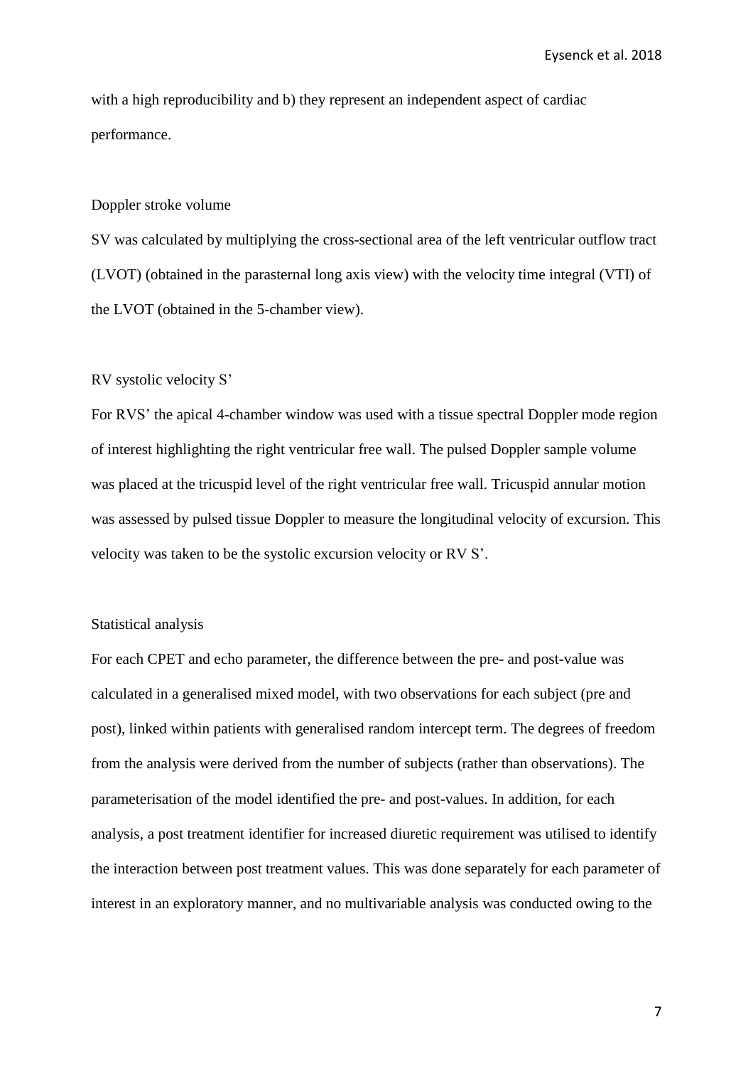with a high reproducibility and b) they represent an independent aspect of cardiac performance.

### Doppler stroke volume

SV was calculated by multiplying the cross-sectional area of the left ventricular outflow tract (LVOT) (obtained in the parasternal long axis view) with the velocity time integral (VTI) of the LVOT (obtained in the 5-chamber view).

### RV systolic velocity S’

For RVS’ the apical 4-chamber window was used with a tissue spectral Doppler mode region of interest highlighting the right ventricular free wall. The pulsed Doppler sample volume was placed at the tricuspid level of the right ventricular free wall. Tricuspid annular motion was assessed by pulsed tissue Doppler to measure the longitudinal velocity of excursion. This velocity was taken to be the systolic excursion velocity or RV S’.

### Statistical analysis

For each CPET and echo parameter, the difference between the pre- and post-value was calculated in a generalised mixed model, with two observations for each subject (pre and post), linked within patients with generalised random intercept term. The degrees of freedom from the analysis were derived from the number of subjects (rather than observations). The parameterisation of the model identified the pre- and post-values. In addition, for each analysis, a post treatment identifier for increased diuretic requirement was utilised to identify the interaction between post treatment values. This was done separately for each parameter of interest in an exploratory manner, and no multivariable analysis was conducted owing to the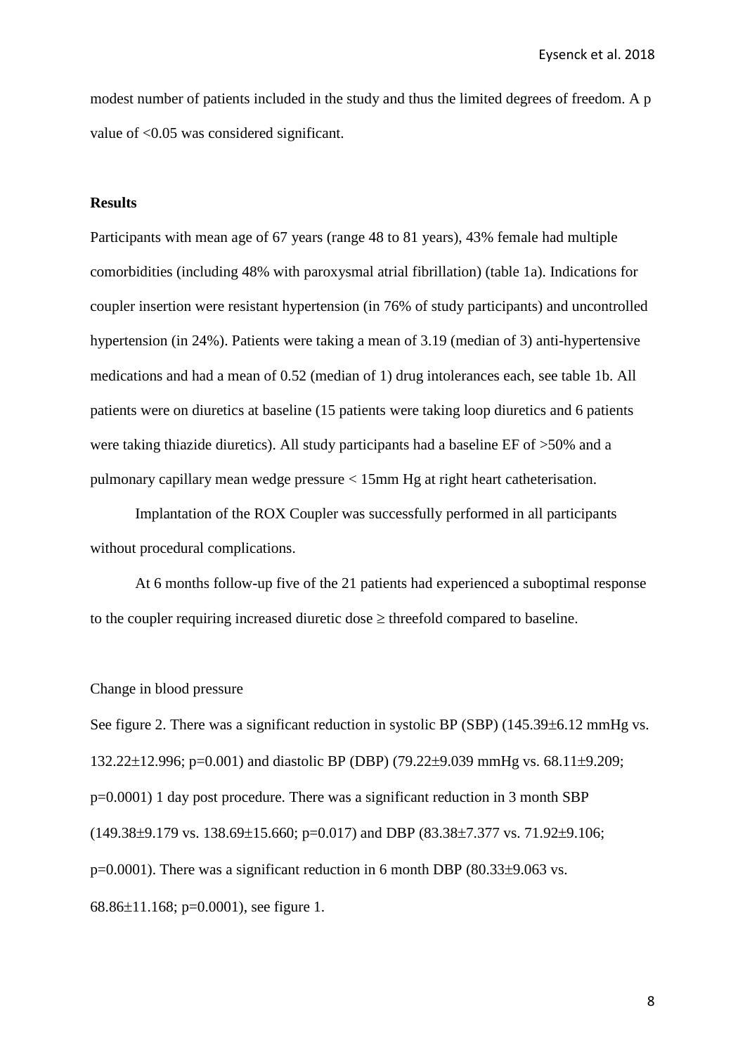modest number of patients included in the study and thus the limited degrees of freedom. A p value of <0.05 was considered significant.

## Results

Participants with mean age of 67 years (range 48 to 81 years), 43% female had multiple comorbidities (including 48% with paroxysmal atrial fibrillation) (table 1a). Indications for coupler insertion were resistant hypertension (in 76% of study participants) and uncontrolled hypertension (in 24%). Patients were taking a mean of 3.19 (median of 3) anti-hypertensive medications and had a mean of 0.52 (median of 1) drug intolerances each, see table 1b. All patients were on diuretics at baseline (15 patients were taking loop diuretics and 6 patients were taking thiazide diuretics). All study participants had a baseline EF of >50% and a pulmonary capillary mean wedge pressure < 15mm Hg at right heart catheterisation.

Implantation of the ROX Coupler was successfully performed in all participants without procedural complications.

At 6 months follow-up five of the 21 patients had experienced a suboptimal response to the coupler requiring increased diuretic dose ≥ threefold compared to baseline.

### Change in blood pressure

See figure 2. There was a significant reduction in systolic BP (SBP) (145.39±6.12 mmHg vs. 132.22±12.996; p=0.001) and diastolic BP (DBP) (79.22±9.039 mmHg vs. 68.11±9.209; p=0.0001) 1 day post procedure. There was a significant reduction in 3 month SBP (149.38±9.179 vs. 138.69±15.660; p=0.017) and DBP (83.38±7.377 vs. 71.92±9.106; p=0.0001). There was a significant reduction in 6 month DBP (80.33±9.063 vs. 68.86±11.168; p=0.0001), see figure 1.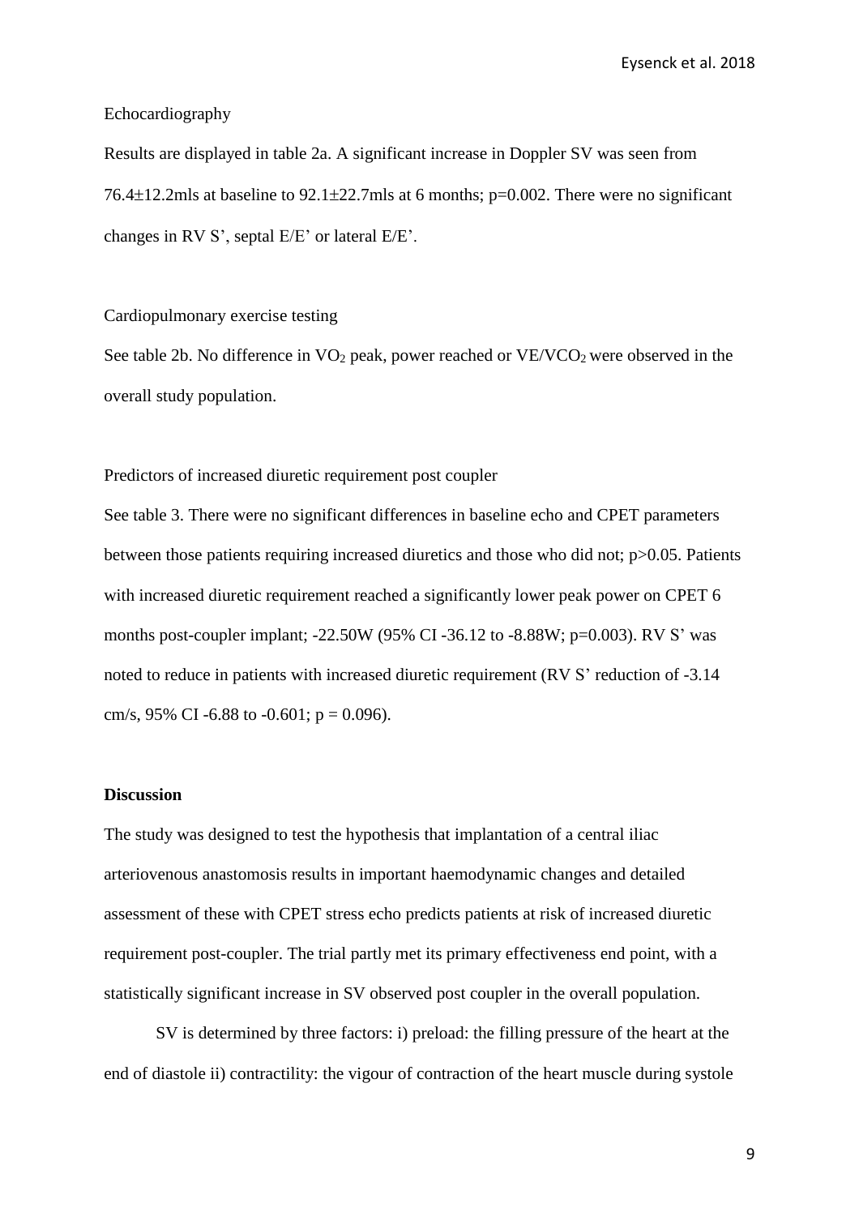Echocardiography

Results are displayed in table 2a. A significant increase in Doppler SV was seen from 76.4±12.2mls at baseline to 92.1±22.7mls at 6 months; p=0.002. There were no significant changes in RV S', septal E/E' or lateral E/E'.

Cardiopulmonary exercise testing

See table 2b. No difference in $VO_2$ peak, power reached or $VE/VCO_2$ were observed in the overall study population.

Predictors of increased diuretic requirement post coupler

See table 3. There were no significant differences in baseline echo and CPET parameters between those patients requiring increased diuretics and those who did not; p>0.05. Patients with increased diuretic requirement reached a significantly lower peak power on CPET 6 months post-coupler implant; -22.50W (95% CI -36.12 to -8.88W; p=0.003). RV S' was noted to reduce in patients with increased diuretic requirement (RV S' reduction of -3.14 cm/s, 95% CI -6.88 to -0.601; p = 0.096).

## Discussion

The study was designed to test the hypothesis that implantation of a central iliac arteriovenous anastomosis results in important haemodynamic changes and detailed assessment of these with CPET stress echo predicts patients at risk of increased diuretic requirement post-coupler. The trial partly met its primary effectiveness end point, with a statistically significant increase in SV observed post coupler in the overall population.

SV is determined by three factors: i) preload: the filling pressure of the heart at the end of diastole ii) contractility: the vigour of contraction of the heart muscle during systole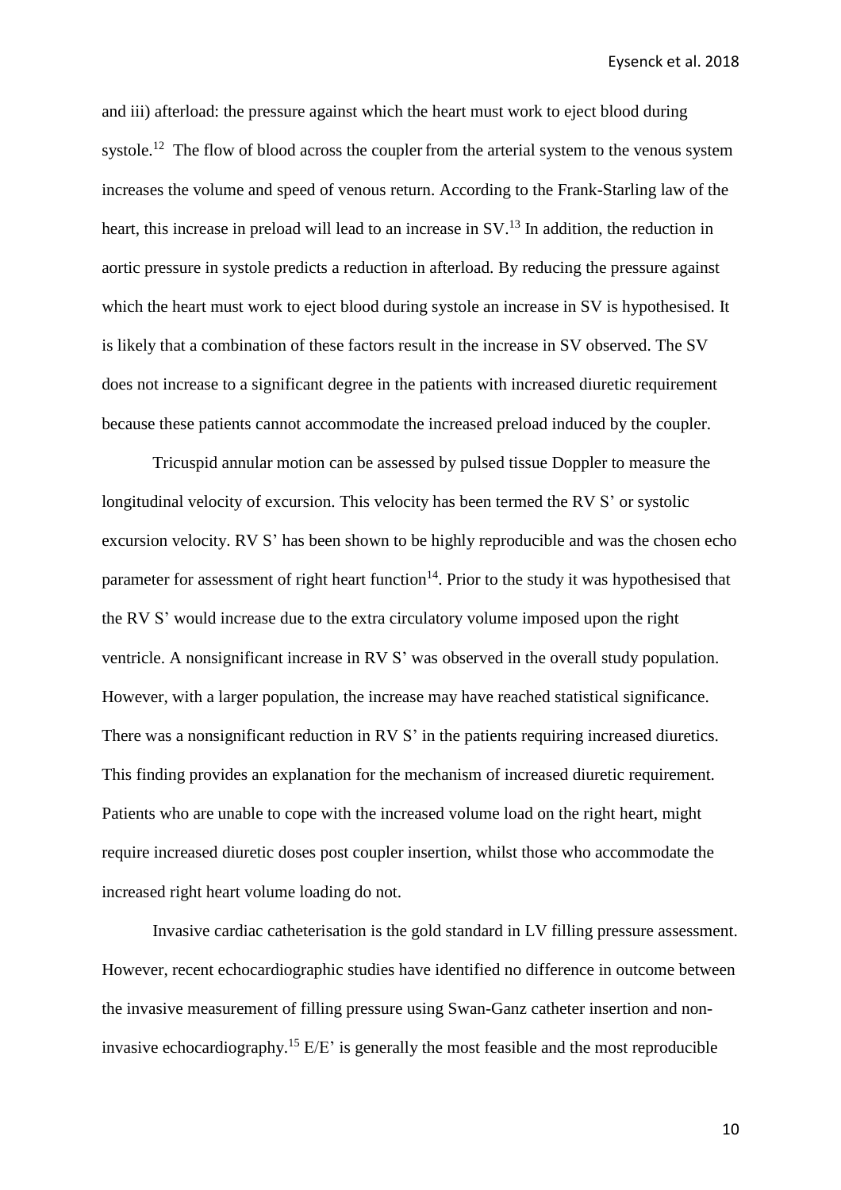and iii) afterload: the pressure against which the heart must work to eject blood during systole.[12] The flow of blood across the coupler from the arterial system to the venous system increases the volume and speed of venous return. According to the Frank-Starling law of the heart, this increase in preload will lead to an increase in SV.[13] In addition, the reduction in aortic pressure in systole predicts a reduction in afterload. By reducing the pressure against which the heart must work to eject blood during systole an increase in SV is hypothesised. It is likely that a combination of these factors result in the increase in SV observed. The SV does not increase to a significant degree in the patients with increased diuretic requirement because these patients cannot accommodate the increased preload induced by the coupler.

Tricuspid annular motion can be assessed by pulsed tissue Doppler to measure the longitudinal velocity of excursion. This velocity has been termed the RV S' or systolic excursion velocity. RV S' has been shown to be highly reproducible and was the chosen echo parameter for assessment of right heart function[14]. Prior to the study it was hypothesised that the RV S' would increase due to the extra circulatory volume imposed upon the right ventricle. A nonsignificant increase in RV S' was observed in the overall study population. However, with a larger population, the increase may have reached statistical significance. There was a nonsignificant reduction in RV S' in the patients requiring increased diuretics. This finding provides an explanation for the mechanism of increased diuretic requirement. Patients who are unable to cope with the increased volume load on the right heart, might require increased diuretic doses post coupler insertion, whilst those who accommodate the increased right heart volume loading do not.

Invasive cardiac catheterisation is the gold standard in LV filling pressure assessment. However, recent echocardiographic studies have identified no difference in outcome between the invasive measurement of filling pressure using Swan-Ganz catheter insertion and non-invasive echocardiography.[15] E/E' is generally the most feasible and the most reproducible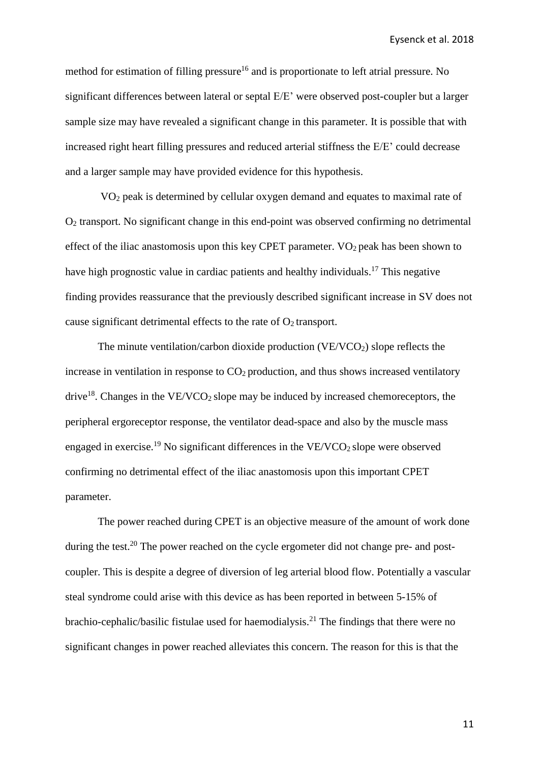method for estimation of filling pressure[16] and is proportionate to left atrial pressure. No significant differences between lateral or septal E/E' were observed post-coupler but a larger sample size may have revealed a significant change in this parameter. It is possible that with increased right heart filling pressures and reduced arterial stiffness the E/E' could decrease and a larger sample may have provided evidence for this hypothesis.

$VO_2$ peak is determined by cellular oxygen demand and equates to maximal rate of $O_2$ transport. No significant change in this end-point was observed confirming no detrimental effect of the iliac anastomosis upon this key CPET parameter. $VO_2$ peak has been shown to have high prognostic value in cardiac patients and healthy individuals.[17] This negative finding provides reassurance that the previously described significant increase in SV does not cause significant detrimental effects to the rate of $O_2$ transport.

The minute ventilation/carbon dioxide production ($VE/VCO_2$) slope reflects the increase in ventilation in response to $CO_2$ production, and thus shows increased ventilatory drive[18]. Changes in the $VE/VCO_2$ slope may be induced by increased chemoreceptors, the peripheral ergoreceptor response, the ventilator dead-space and also by the muscle mass engaged in exercise.[19] No significant differences in the $VE/VCO_2$ slope were observed confirming no detrimental effect of the iliac anastomosis upon this important CPET parameter.

The power reached during CPET is an objective measure of the amount of work done during the test.[20] The power reached on the cycle ergometer did not change pre- and post-coupler. This is despite a degree of diversion of leg arterial blood flow. Potentially a vascular steal syndrome could arise with this device as has been reported in between 5-15% of brachio-cephalic/basilic fistulae used for haemodialysis.[21] The findings that there were no significant changes in power reached alleviates this concern. The reason for this is that the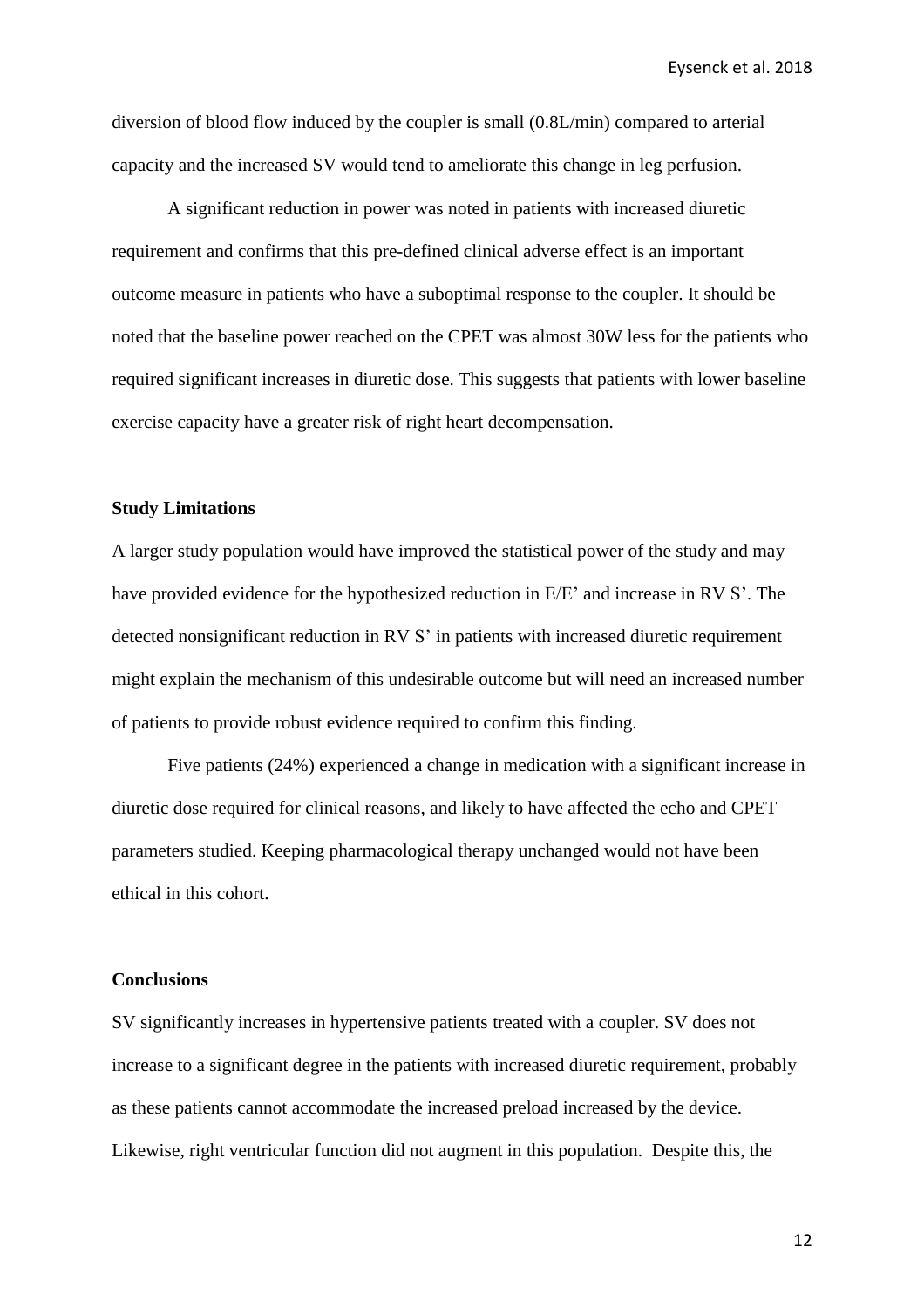diversion of blood flow induced by the coupler is small (0.8L/min) compared to arterial capacity and the increased SV would tend to ameliorate this change in leg perfusion.

A significant reduction in power was noted in patients with increased diuretic requirement and confirms that this pre-defined clinical adverse effect is an important outcome measure in patients who have a suboptimal response to the coupler. It should be noted that the baseline power reached on the CPET was almost 30W less for the patients who required significant increases in diuretic dose. This suggests that patients with lower baseline exercise capacity have a greater risk of right heart decompensation.

## Study Limitations

A larger study population would have improved the statistical power of the study and may have provided evidence for the hypothesized reduction in E/E' and increase in RV S'. The detected nonsignificant reduction in RV S' in patients with increased diuretic requirement might explain the mechanism of this undesirable outcome but will need an increased number of patients to provide robust evidence required to confirm this finding.

Five patients (24%) experienced a change in medication with a significant increase in diuretic dose required for clinical reasons, and likely to have affected the echo and CPET parameters studied. Keeping pharmacological therapy unchanged would not have been ethical in this cohort.

## Conclusions

SV significantly increases in hypertensive patients treated with a coupler. SV does not increase to a significant degree in the patients with increased diuretic requirement, probably as these patients cannot accommodate the increased preload increased by the device. Likewise, right ventricular function did not augment in this population. Despite this, the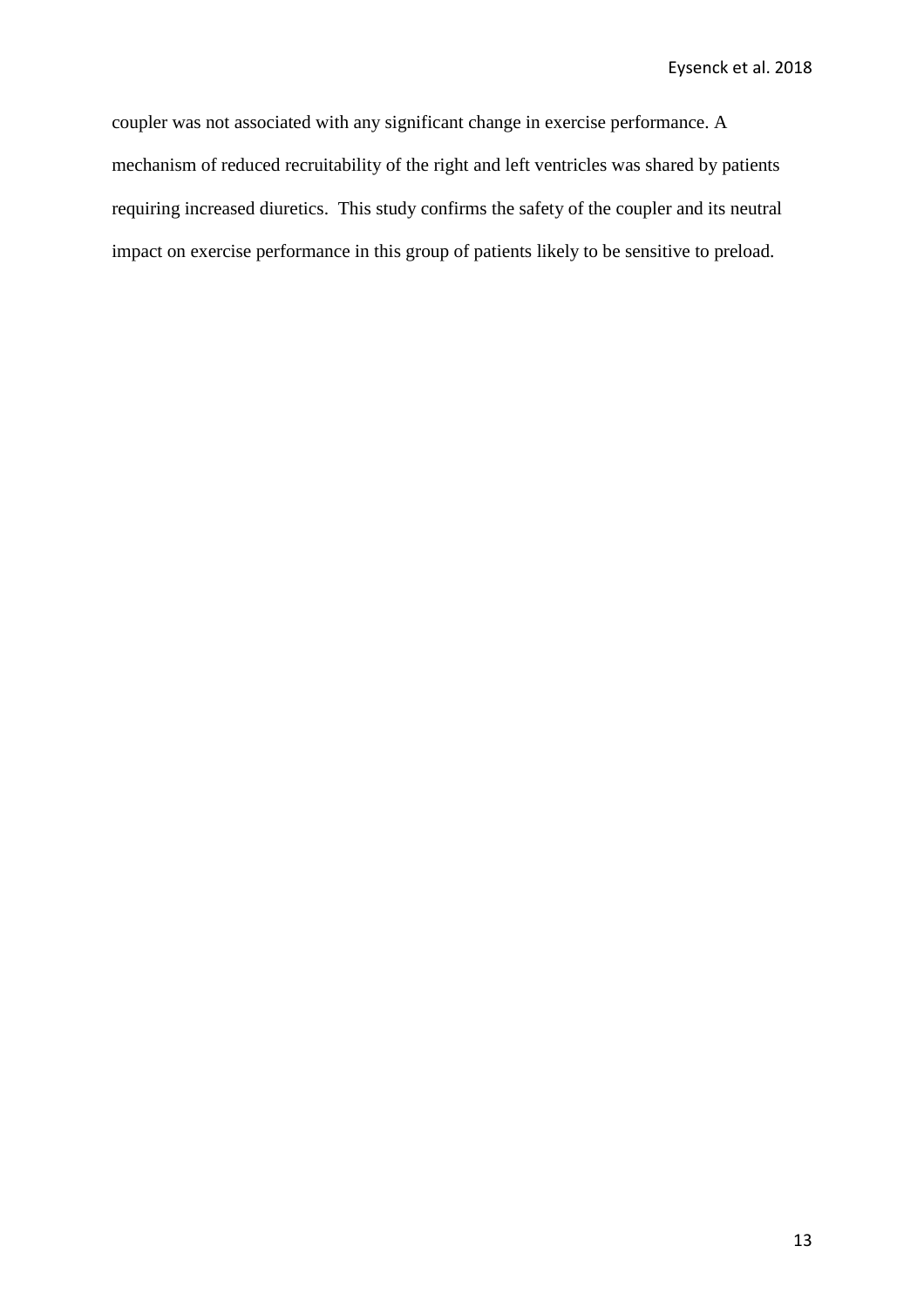coupler was not associated with any significant change in exercise performance. A mechanism of reduced recruitability of the right and left ventricles was shared by patients requiring increased diuretics. This study confirms the safety of the coupler and its neutral impact on exercise performance in this group of patients likely to be sensitive to preload.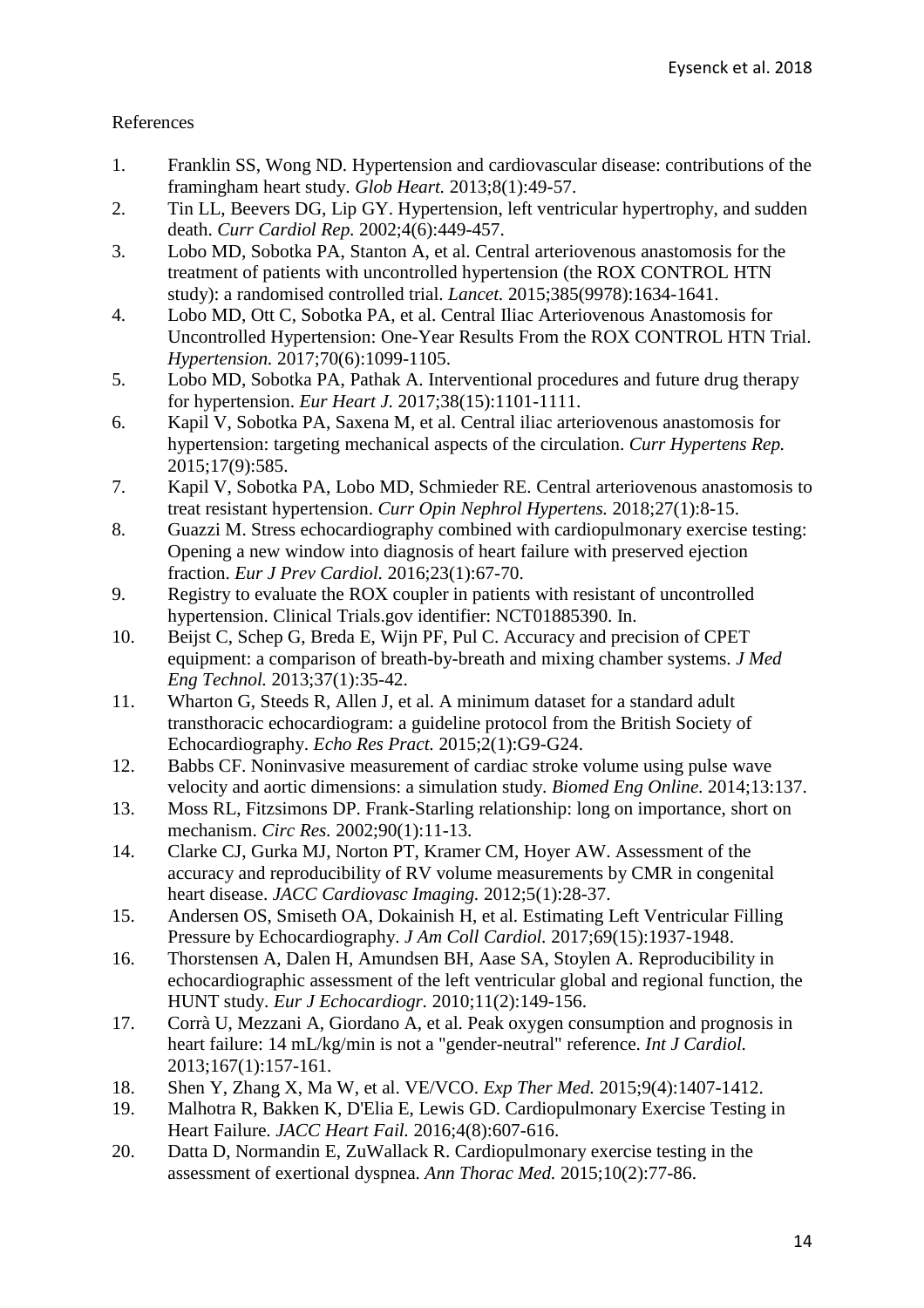References

1. Franklin SS, Wong ND. Hypertension and cardiovascular disease: contributions of the framingham heart study. *Glob Heart.* 2013;8(1):49-57.
2. Tin LL, Beevers DG, Lip GY. Hypertension, left ventricular hypertrophy, and sudden death. *Curr Cardiol Rep.* 2002;4(6):449-457.
3. Lobo MD, Sobotka PA, Stanton A, et al. Central arteriovenous anastomosis for the treatment of patients with uncontrolled hypertension (the ROX CONTROL HTN study): a randomised controlled trial. *Lancet.* 2015;385(9978):1634-1641.
4. Lobo MD, Ott C, Sobotka PA, et al. Central Iliac Arteriovenous Anastomosis for Uncontrolled Hypertension: One-Year Results From the ROX CONTROL HTN Trial. *Hypertension.* 2017;70(6):1099-1105.
5. Lobo MD, Sobotka PA, Pathak A. Interventional procedures and future drug therapy for hypertension. *Eur Heart J.* 2017;38(15):1101-1111.
6. Kapil V, Sobotka PA, Saxena M, et al. Central iliac arteriovenous anastomosis for hypertension: targeting mechanical aspects of the circulation. *Curr Hypertens Rep.* 2015;17(9):585.
7. Kapil V, Sobotka PA, Lobo MD, Schmieder RE. Central arteriovenous anastomosis to treat resistant hypertension. *Curr Opin Nephrol Hypertens.* 2018;27(1):8-15.
8. Guazzi M. Stress echocardiography combined with cardiopulmonary exercise testing: Opening a new window into diagnosis of heart failure with preserved ejection fraction. *Eur J Prev Cardiol.* 2016;23(1):67-70.
9. Registry to evaluate the ROX coupler in patients with resistant of uncontrolled hypertension. Clinical Trials.gov identifier: NCT01885390. In.
10. Beijst C, Schep G, Breda E, Wijn PF, Pul C. Accuracy and precision of CPET equipment: a comparison of breath-by-breath and mixing chamber systems. *J Med Eng Technol.* 2013;37(1):35-42.
11. Wharton G, Steeds R, Allen J, et al. A minimum dataset for a standard adult transthoracic echocardiogram: a guideline protocol from the British Society of Echocardiography. *Echo Res Pract.* 2015;2(1):G9-G24.
12. Babbs CF. Noninvasive measurement of cardiac stroke volume using pulse wave velocity and aortic dimensions: a simulation study. *Biomed Eng Online.* 2014;13:137.
13. Moss RL, Fitzsimons DP. Frank-Starling relationship: long on importance, short on mechanism. *Circ Res.* 2002;90(1):11-13.
14. Clarke CJ, Gurka MJ, Norton PT, Kramer CM, Hoyer AW. Assessment of the accuracy and reproducibility of RV volume measurements by CMR in congenital heart disease. *JACC Cardiovasc Imaging.* 2012;5(1):28-37.
15. Andersen OS, Smiseth OA, Dokainish H, et al. Estimating Left Ventricular Filling Pressure by Echocardiography. *J Am Coll Cardiol.* 2017;69(15):1937-1948.
16. Thorstensen A, Dalen H, Amundsen BH, Aase SA, Stoylen A. Reproducibility in echocardiographic assessment of the left ventricular global and regional function, the HUNT study. *Eur J Echocardiogr.* 2010;11(2):149-156.
17. Corrà U, Mezzani A, Giordano A, et al. Peak oxygen consumption and prognosis in heart failure: 14 mL/kg/min is not a "gender-neutral" reference. *Int J Cardiol.* 2013;167(1):157-161.
18. Shen Y, Zhang X, Ma W, et al. VE/VCO. *Exp Ther Med.* 2015;9(4):1407-1412.
19. Malhotra R, Bakken K, D'Elia E, Lewis GD. Cardiopulmonary Exercise Testing in Heart Failure. *JACC Heart Fail.* 2016;4(8):607-616.
20. Datta D, Normandin E, ZuWallack R. Cardiopulmonary exercise testing in the assessment of exertional dyspnea. *Ann Thorac Med.* 2015;10(2):77-86.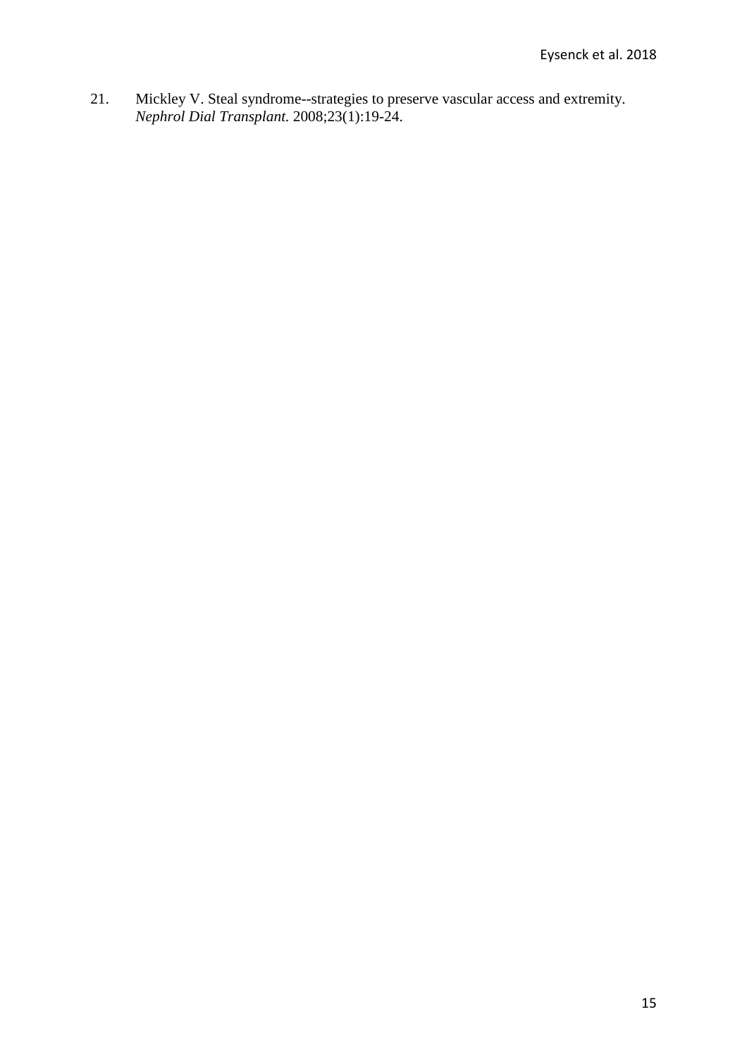21. Mickley V. Steal syndrome--strategies to preserve vascular access and extremity. *Nephrol Dial Transplant.* 2008;23(1):19-24.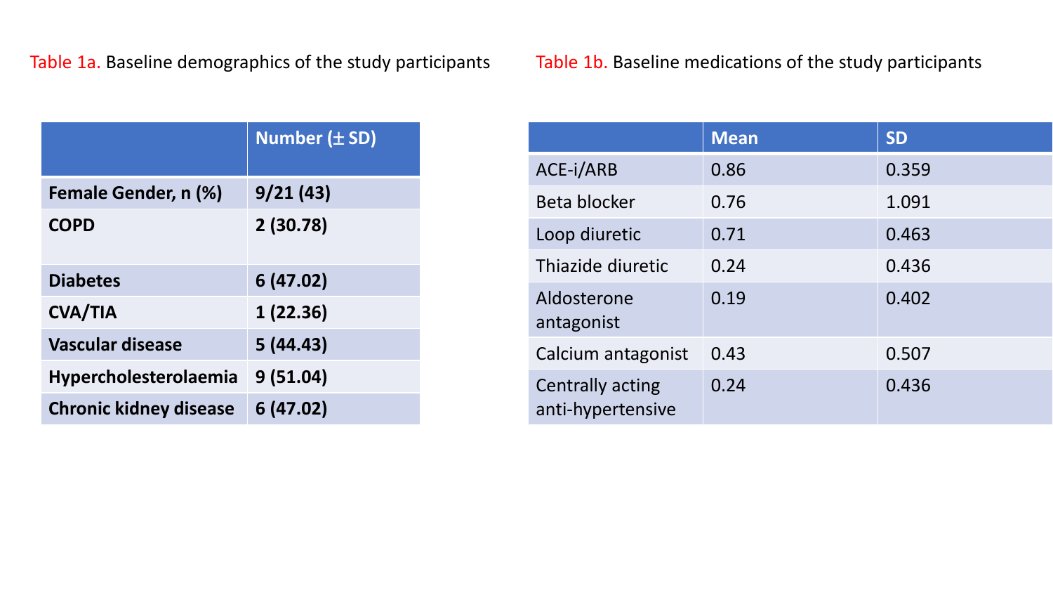Table 1a. Baseline demographics of the study participants

| | Number (± SD) |
|---|---|
| **Female Gender, n (%)** | **9/21 (43)** |
| **COPD** | **2 (30.78)** |
| **Diabetes** | **6 (47.02)** |
| **CVA/TIA** | **1 (22.36)** |
| **Vascular disease** | **5 (44.43)** |
| **Hypercholesterolaemia** | **9 (51.04)** |
| **Chronic kidney disease** | **6 (47.02)** |

Table 1b. Baseline medications of the study participants

| | Mean | SD |
|---|---|---|
| ACE-i/ARB | 0.86 | 0.359 |
| Beta blocker | 0.76 | 1.091 |
| Loop diuretic | 0.71 | 0.463 |
| Thiazide diuretic | 0.24 | 0.436 |
| Aldosterone antagonist | 0.19 | 0.402 |
| Calcium antagonist | 0.43 | 0.507 |
| Centrally acting anti-hypertensive | 0.24 | 0.436 |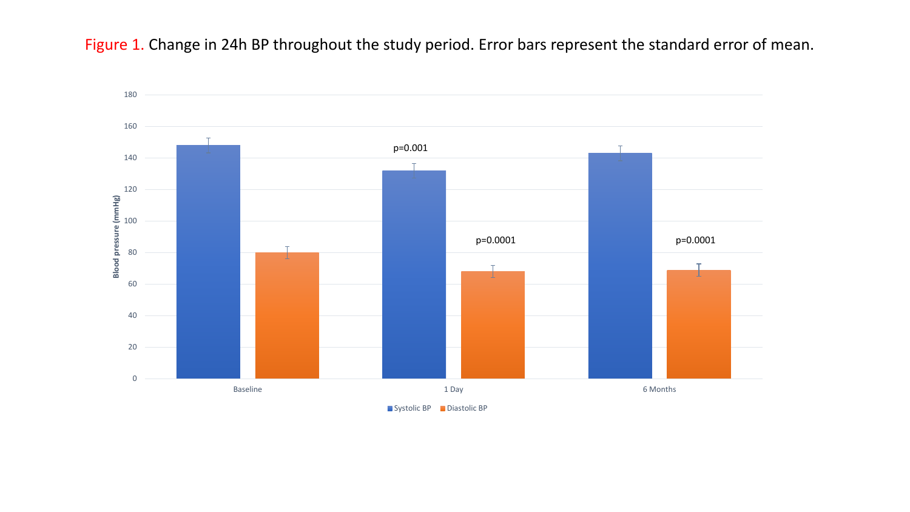Figure 1. Change in 24h BP throughout the study period. Error bars represent the standard error of mean.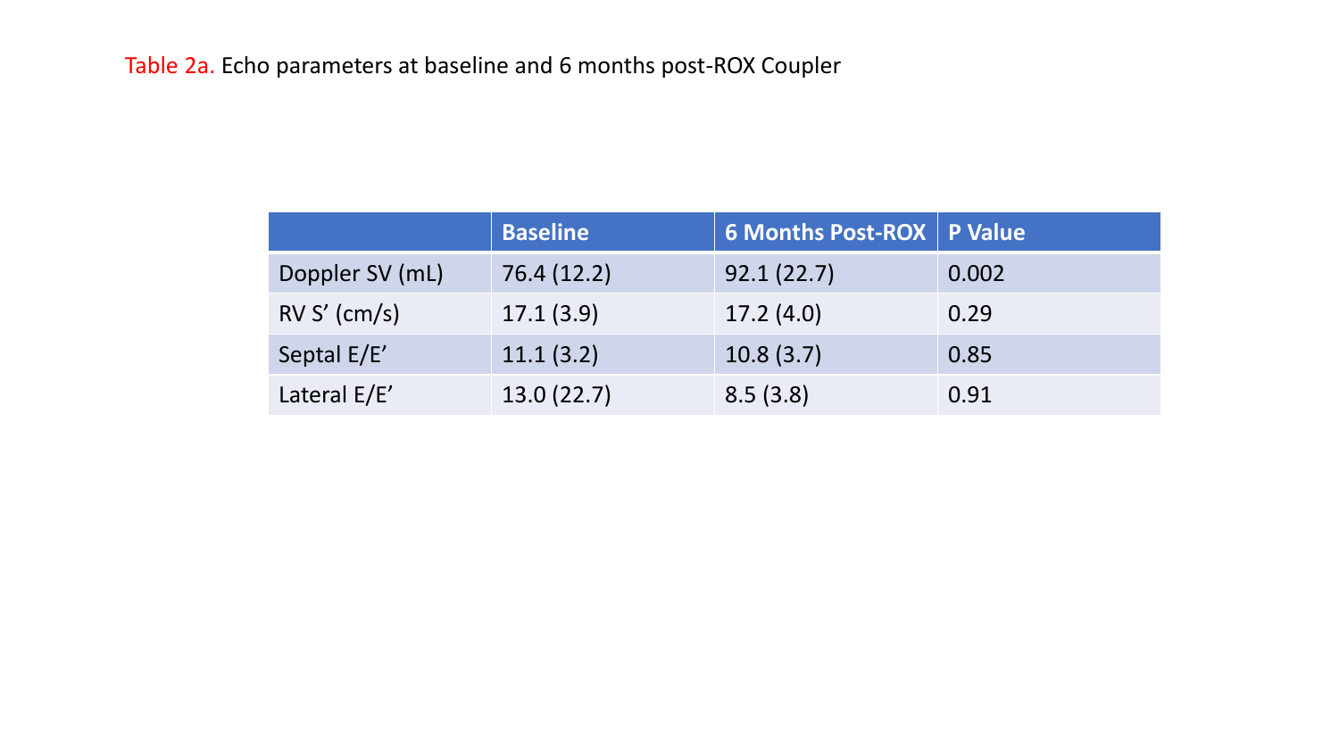Table 2a. Echo parameters at baseline and 6 months post-ROX Coupler

| | Baseline | 6 Months Post-ROX | P Value |
|---|---|---|---|
| Doppler SV (mL) | 76.4 (12.2) | 92.1 (22.7) | 0.002 |
| RV S’ (cm/s) | 17.1 (3.9) | 17.2 (4.0) | 0.29 |
| Septal E/E’ | 11.1 (3.2) | 10.8 (3.7) | 0.85 |
| Lateral E/E’ | 13.0 (22.7) | 8.5 (3.8) | 0.91 |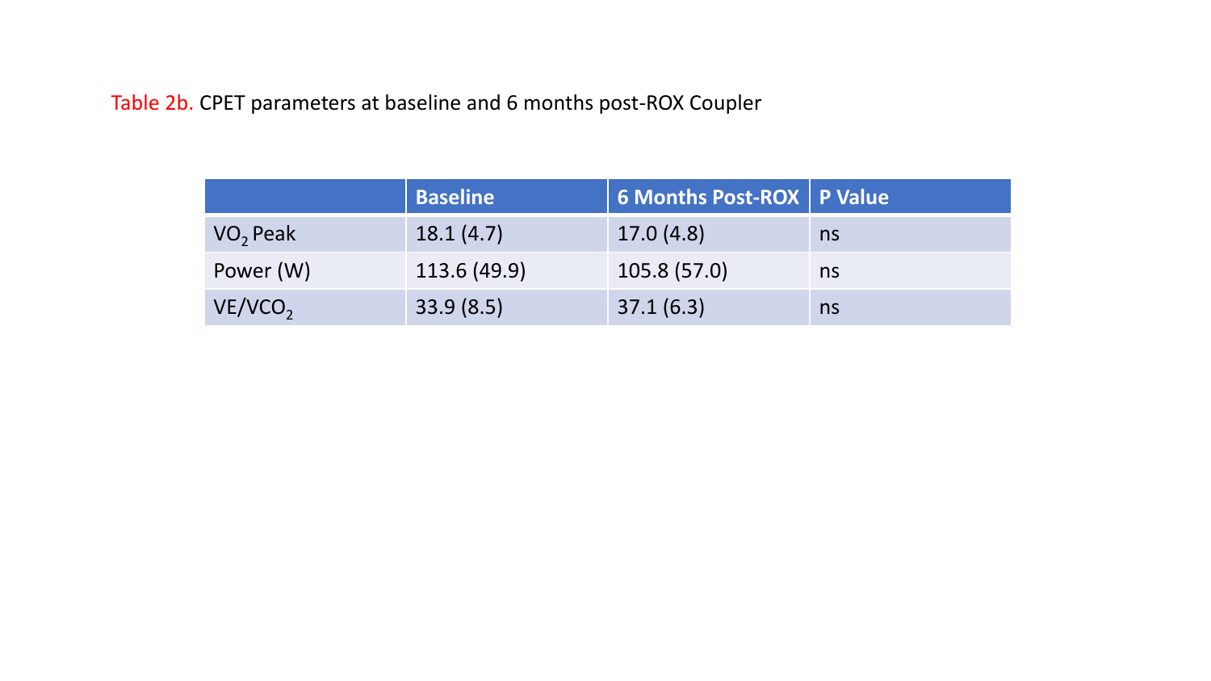Table 2b. CPET parameters at baseline and 6 months post-ROX Coupler

| | Baseline | 6 Months Post-ROX | P Value |
|---|---|---|---|
| $VO_2$ Peak | 18.1 (4.7) | 17.0 (4.8) | ns |
| Power (W) | 113.6 (49.9) | 105.8 (57.0) | ns |
| $VE/VCO_2$ | 33.9 (8.5) | 37.1 (6.3) | ns |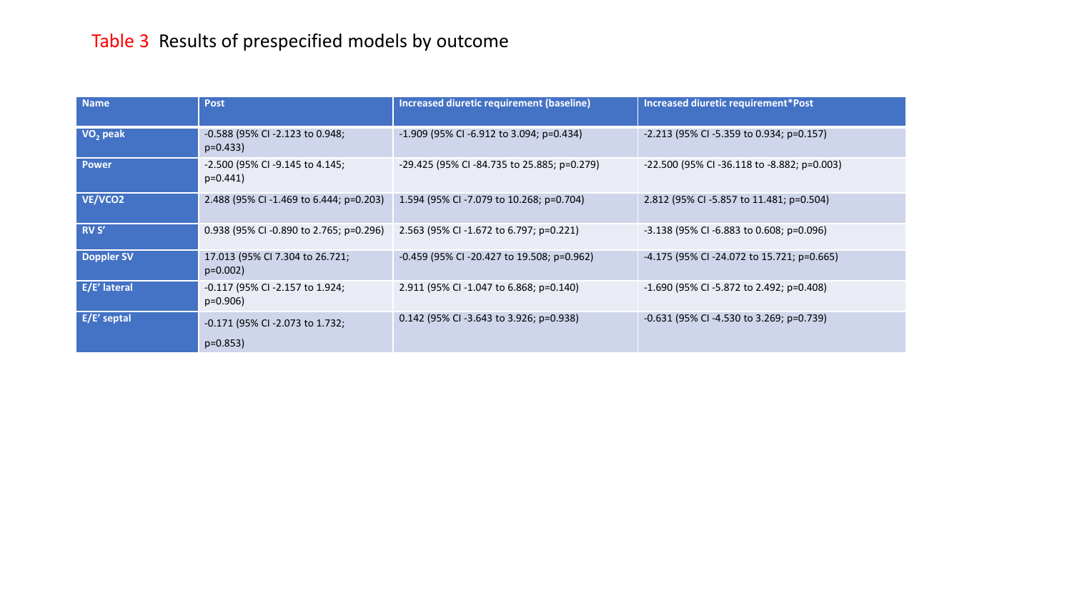Table 3 Results of prespecified models by outcome

| Name | Post | Increased diuretic requirement (baseline) | Increased diuretic requirement*Post |
|---|---|---|---|
| $VO_2$ peak | -0.588 (95% CI -2.123 to 0.948; p=0.433) | -1.909 (95% CI -6.912 to 3.094; p=0.434) | -2.213 (95% CI -5.359 to 0.934; p=0.157) |
| Power | -2.500 (95% CI -9.145 to 4.145; p=0.441) | -29.425 (95% CI -84.735 to 25.885; p=0.279) | -22.500 (95% CI -36.118 to -8.882; p=0.003) |
| VE/VCO2 | 2.488 (95% CI -1.469 to 6.444; p=0.203) | 1.594 (95% CI -7.079 to 10.268; p=0.704) | 2.812 (95% CI -5.857 to 11.481; p=0.504) |
| RV S’ | 0.938 (95% CI -0.890 to 2.765; p=0.296) | 2.563 (95% CI -1.672 to 6.797; p=0.221) | -3.138 (95% CI -6.883 to 0.608; p=0.096) |
| Doppler SV | 17.013 (95% CI 7.304 to 26.721; p=0.002) | -0.459 (95% CI -20.427 to 19.508; p=0.962) | -4.175 (95% CI -24.072 to 15.721; p=0.665) |
| E/E’ lateral | -0.117 (95% CI -2.157 to 1.924; p=0.906) | 2.911 (95% CI -1.047 to 6.868; p=0.140) | -1.690 (95% CI -5.872 to 2.492; p=0.408) |
| E/E’ septal | -0.171 (95% CI -2.073 to 1.732; p=0.853) | 0.142 (95% CI -3.643 to 3.926; p=0.938) | -0.631 (95% CI -4.530 to 3.269; p=0.739) |